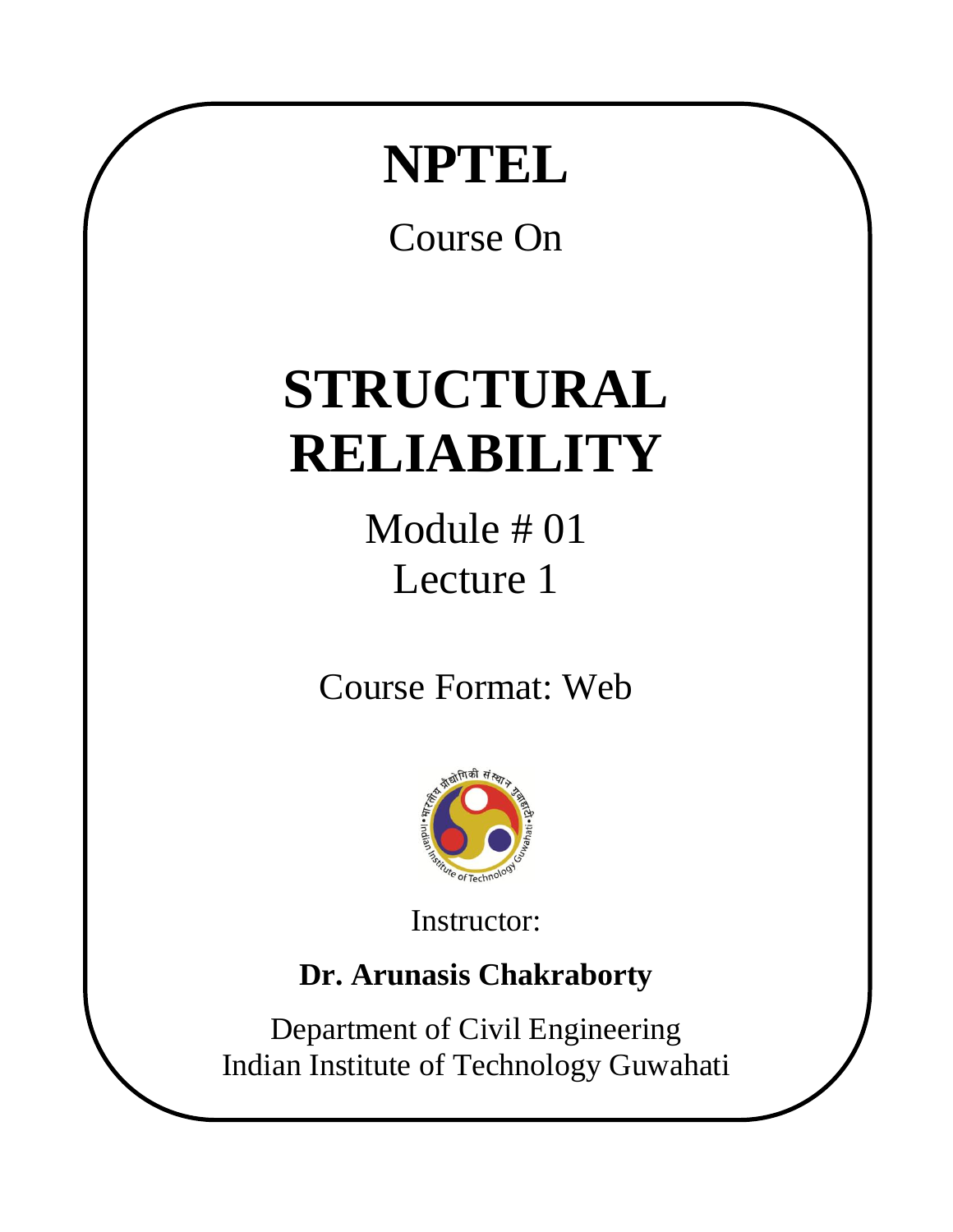# NPTEL

Course On

# STRUCTURAL RELIABILITY

Module # 01

Lecture 1

Course Format: Web

Instructor:

**Dr. Arunasis Chakraborty**

Department of Civil Engineering

Indian Institute of Technology Guwahati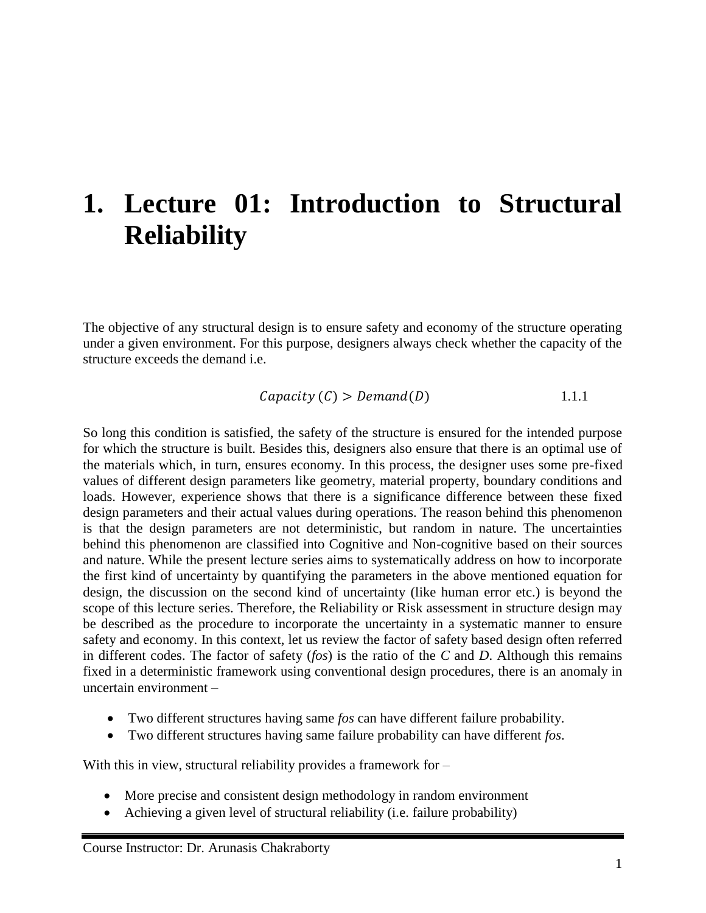# 1. Lecture 01: Introduction to Structural Reliability

The objective of any structural design is to ensure safety and economy of the structure operating under a given environment. For this purpose, designers always check whether the capacity of the structure exceeds the demand i.e.

$$Capacity\ (C) > Demand (D) \qquad 1.1.1$$

So long this condition is satisfied, the safety of the structure is ensured for the intended purpose for which the structure is built. Besides this, designers also ensure that there is an optimal use of the materials which, in turn, ensures economy. In this process, the designer uses some pre-fixed values of different design parameters like geometry, material property, boundary conditions and loads. However, experience shows that there is a significance difference between these fixed design parameters and their actual values during operations. The reason behind this phenomenon is that the design parameters are not deterministic, but random in nature. The uncertainties behind this phenomenon are classified into Cognitive and Non-cognitive based on their sources and nature. While the present lecture series aims to systematically address on how to incorporate the first kind of uncertainty by quantifying the parameters in the above mentioned equation for design, the discussion on the second kind of uncertainty (like human error etc.) is beyond the scope of this lecture series. Therefore, the Reliability or Risk assessment in structure design may be described as the procedure to incorporate the uncertainty in a systematic manner to ensure safety and economy. In this context, let us review the factor of safety based design often referred in different codes. The factor of safety (*fos*) is the ratio of the *C* and *D*. Although this remains fixed in a deterministic framework using conventional design procedures, there is an anomaly in uncertain environment –

- Two different structures having same *fos* can have different failure probability.
- Two different structures having same failure probability can have different *fos*.

With this in view, structural reliability provides a framework for –

- More precise and consistent design methodology in random environment
- Achieving a given level of structural reliability (i.e. failure probability)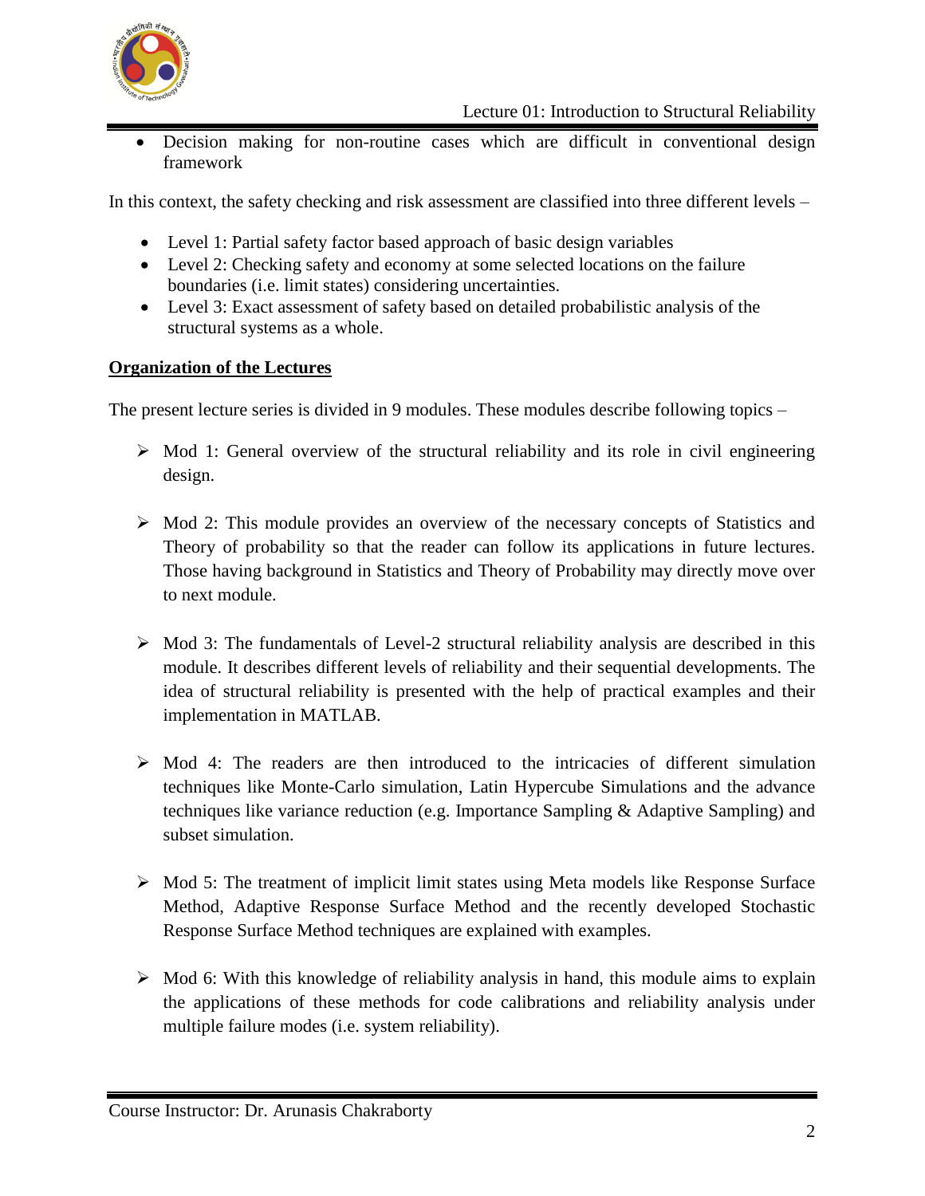- Decision making for non-routine cases which are difficult in conventional design framework

In this context, the safety checking and risk assessment are classified into three different levels –

- Level 1: Partial safety factor based approach of basic design variables
- Level 2: Checking safety and economy at some selected locations on the failure boundaries (i.e. limit states) considering uncertainties.
- Level 3: Exact assessment of safety based on detailed probabilistic analysis of the structural systems as a whole.

## Organization of the Lectures

The present lecture series is divided in 9 modules. These modules describe following topics –

- Mod 1: General overview of the structural reliability and its role in civil engineering design.

- Mod 2: This module provides an overview of the necessary concepts of Statistics and Theory of probability so that the reader can follow its applications in future lectures. Those having background in Statistics and Theory of Probability may directly move over to next module.

- Mod 3: The fundamentals of Level-2 structural reliability analysis are described in this module. It describes different levels of reliability and their sequential developments. The idea of structural reliability is presented with the help of practical examples and their implementation in MATLAB.

- Mod 4: The readers are then introduced to the intricacies of different simulation techniques like Monte-Carlo simulation, Latin Hypercube Simulations and the advance techniques like variance reduction (e.g. Importance Sampling & Adaptive Sampling) and subset simulation.

- Mod 5: The treatment of implicit limit states using Meta models like Response Surface Method, Adaptive Response Surface Method and the recently developed Stochastic Response Surface Method techniques are explained with examples.

- Mod 6: With this knowledge of reliability analysis in hand, this module aims to explain the applications of these methods for code calibrations and reliability analysis under multiple failure modes (i.e. system reliability).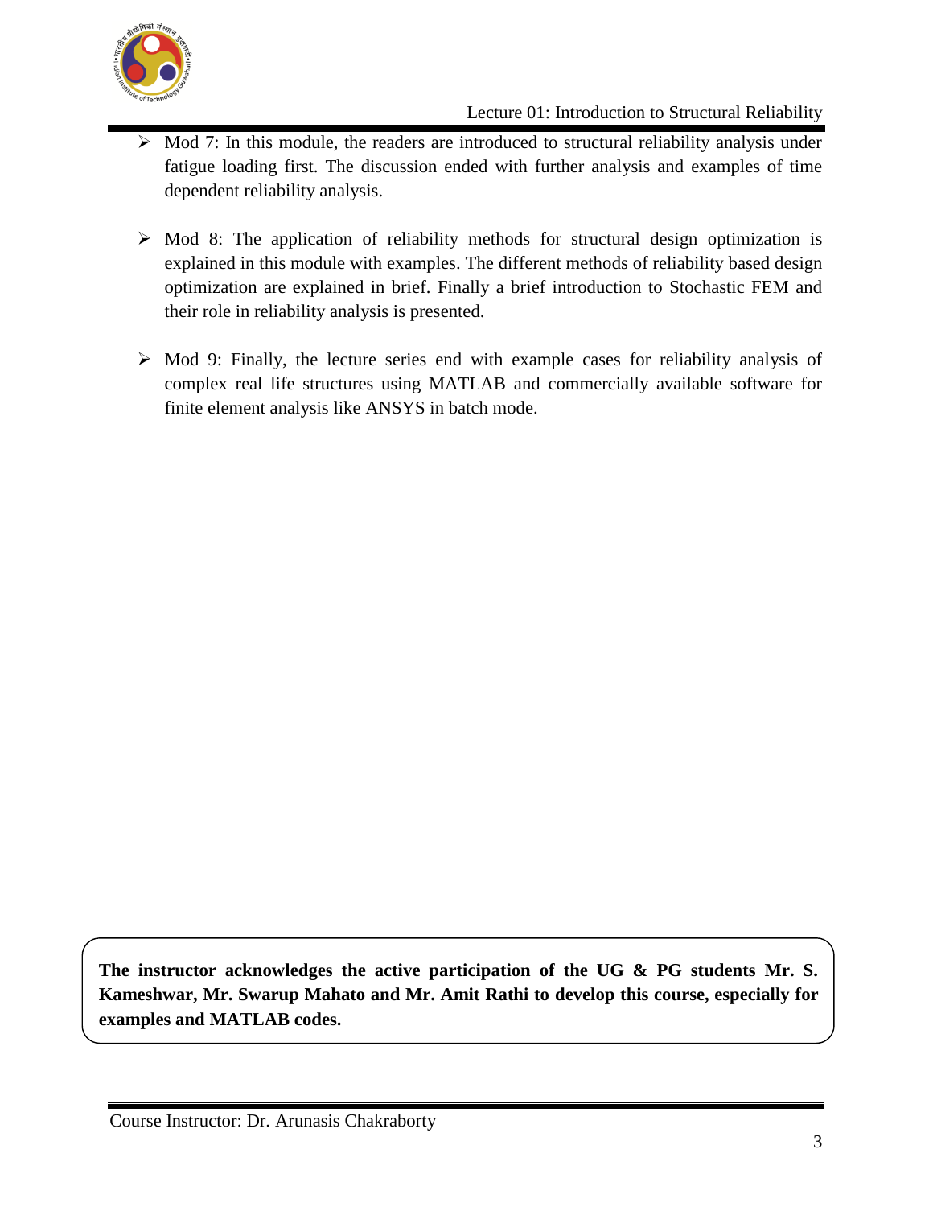- Mod 7: In this module, the readers are introduced to structural reliability analysis under fatigue loading first. The discussion ended with further analysis and examples of time dependent reliability analysis.

- Mod 8: The application of reliability methods for structural design optimization is explained in this module with examples. The different methods of reliability based design optimization are explained in brief. Finally a brief introduction to Stochastic FEM and their role in reliability analysis is presented.

- Mod 9: Finally, the lecture series end with example cases for reliability analysis of complex real life structures using MATLAB and commercially available software for finite element analysis like ANSYS in batch mode.

**The instructor acknowledges the active participation of the UG & PG students Mr. S. Kameshwar, Mr. Swarup Mahato and Mr. Amit Rathi to develop this course, especially for examples and MATLAB codes.**